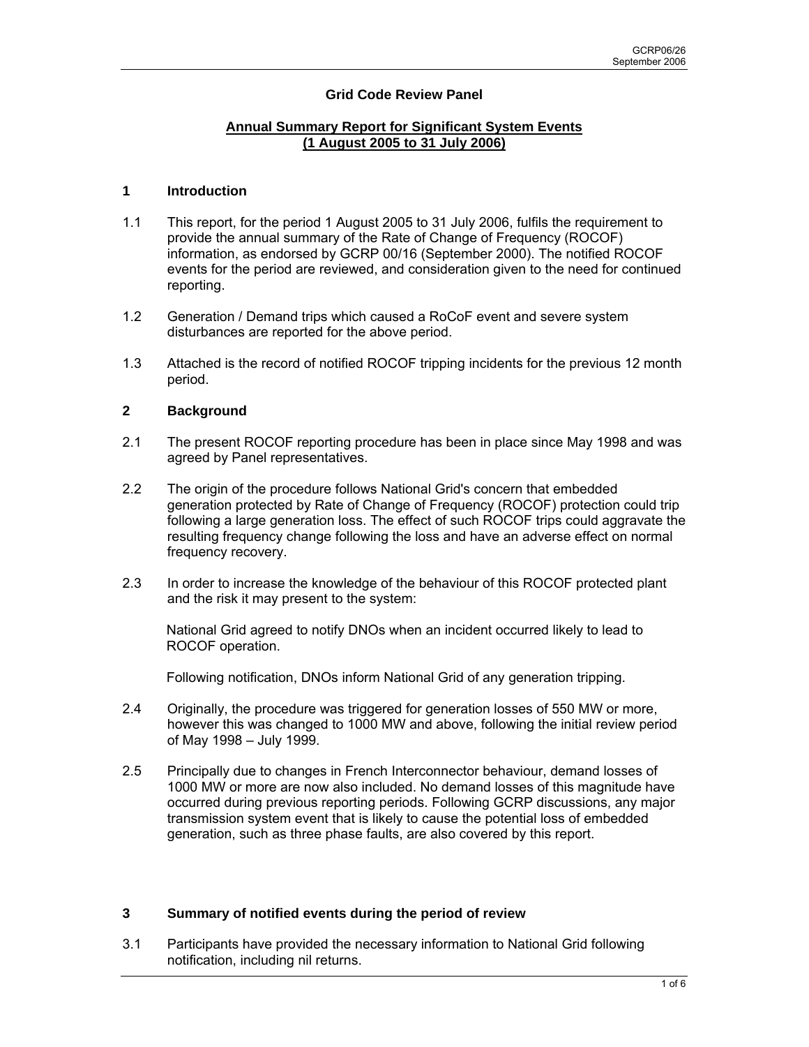# Grid Code Review Panel

## Annual Summary Report for Significant System Events (1 August 2005 to 31 July 2006)

### 1 Introduction

1.1 This report, for the period 1 August 2005 to 31 July 2006, fulfils the requirement to provide the annual summary of the Rate of Change of Frequency (ROCOF) information, as endorsed by GCRP 00/16 (September 2000). The notified ROCOF events for the period are reviewed, and consideration given to the need for continued reporting.

1.2 Generation / Demand trips which caused a RoCoF event and severe system disturbances are reported for the above period.

1.3 Attached is the record of notified ROCOF tripping incidents for the previous 12 month period.

### 2 Background

2.1 The present ROCOF reporting procedure has been in place since May 1998 and was agreed by Panel representatives.

2.2 The origin of the procedure follows National Grid's concern that embedded generation protected by Rate of Change of Frequency (ROCOF) protection could trip following a large generation loss. The effect of such ROCOF trips could aggravate the resulting frequency change following the loss and have an adverse effect on normal frequency recovery.

2.3 In order to increase the knowledge of the behaviour of this ROCOF protected plant and the risk it may present to the system:

National Grid agreed to notify DNOs when an incident occurred likely to lead to ROCOF operation.

Following notification, DNOs inform National Grid of any generation tripping.

2.4 Originally, the procedure was triggered for generation losses of 550 MW or more, however this was changed to 1000 MW and above, following the initial review period of May 1998 – July 1999.

2.5 Principally due to changes in French Interconnector behaviour, demand losses of 1000 MW or more are now also included. No demand losses of this magnitude have occurred during previous reporting periods. Following GCRP discussions, any major transmission system event that is likely to cause the potential loss of embedded generation, such as three phase faults, are also covered by this report.

### 3 Summary of notified events during the period of review

3.1 Participants have provided the necessary information to National Grid following notification, including nil returns.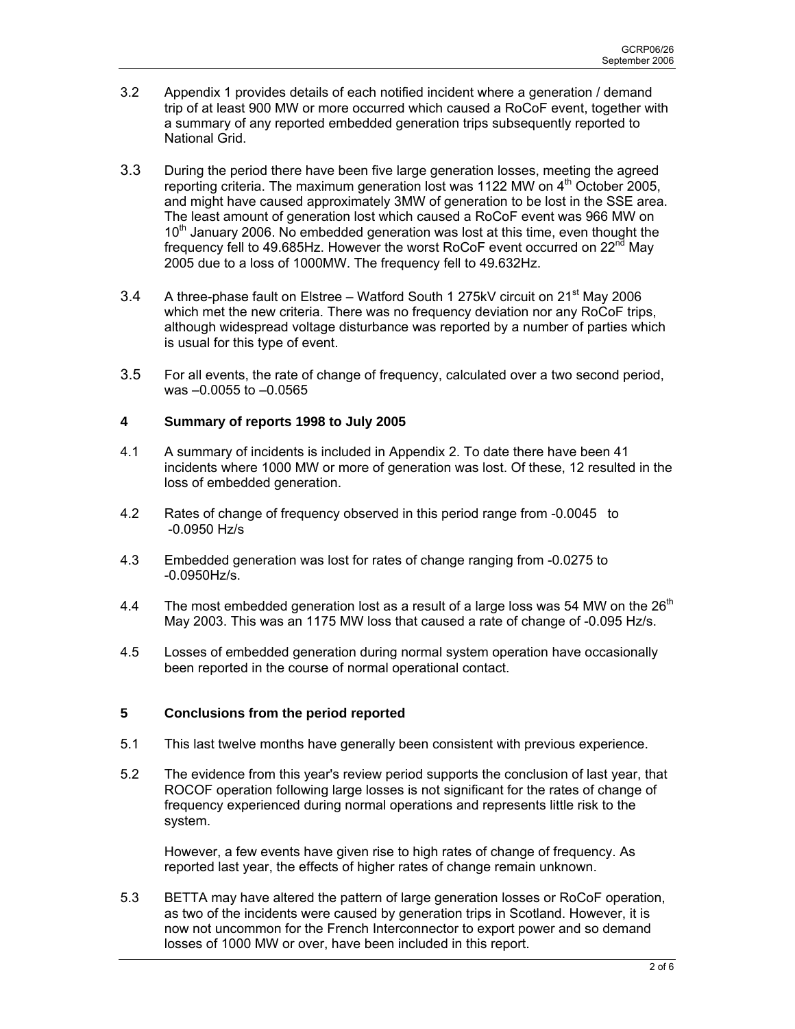3.2 Appendix 1 provides details of each notified incident where a generation / demand trip of at least 900 MW or more occurred which caused a RoCoF event, together with a summary of any reported embedded generation trips subsequently reported to National Grid.

3.3 During the period there have been five large generation losses, meeting the agreed reporting criteria. The maximum generation lost was 1122 MW on 4th October 2005, and might have caused approximately 3MW of generation to be lost in the SSE area. The least amount of generation lost which caused a RoCoF event was 966 MW on 10th January 2006. No embedded generation was lost at this time, even thought the frequency fell to 49.685Hz. However the worst RoCoF event occurred on 22nd May 2005 due to a loss of 1000MW. The frequency fell to 49.632Hz.

3.4 A three-phase fault on Elstree – Watford South 1 275kV circuit on 21st May 2006 which met the new criteria. There was no frequency deviation nor any RoCoF trips, although widespread voltage disturbance was reported by a number of parties which is usual for this type of event.

3.5 For all events, the rate of change of frequency, calculated over a two second period, was –0.0055 to –0.0565

## 4 Summary of reports 1998 to July 2005

4.1 A summary of incidents is included in Appendix 2. To date there have been 41 incidents where 1000 MW or more of generation was lost. Of these, 12 resulted in the loss of embedded generation.

4.2 Rates of change of frequency observed in this period range from -0.0045 to -0.0950 Hz/s

4.3 Embedded generation was lost for rates of change ranging from -0.0275 to -0.0950Hz/s.

4.4 The most embedded generation lost as a result of a large loss was 54 MW on the 26th May 2003. This was an 1175 MW loss that caused a rate of change of -0.095 Hz/s.

4.5 Losses of embedded generation during normal system operation have occasionally been reported in the course of normal operational contact.

## 5 Conclusions from the period reported

5.1 This last twelve months have generally been consistent with previous experience.

5.2 The evidence from this year's review period supports the conclusion of last year, that ROCOF operation following large losses is not significant for the rates of change of frequency experienced during normal operations and represents little risk to the system.

However, a few events have given rise to high rates of change of frequency. As reported last year, the effects of higher rates of change remain unknown.

5.3 BETTA may have altered the pattern of large generation losses or RoCoF operation, as two of the incidents were caused by generation trips in Scotland. However, it is now not uncommon for the French Interconnector to export power and so demand losses of 1000 MW or over, have been included in this report.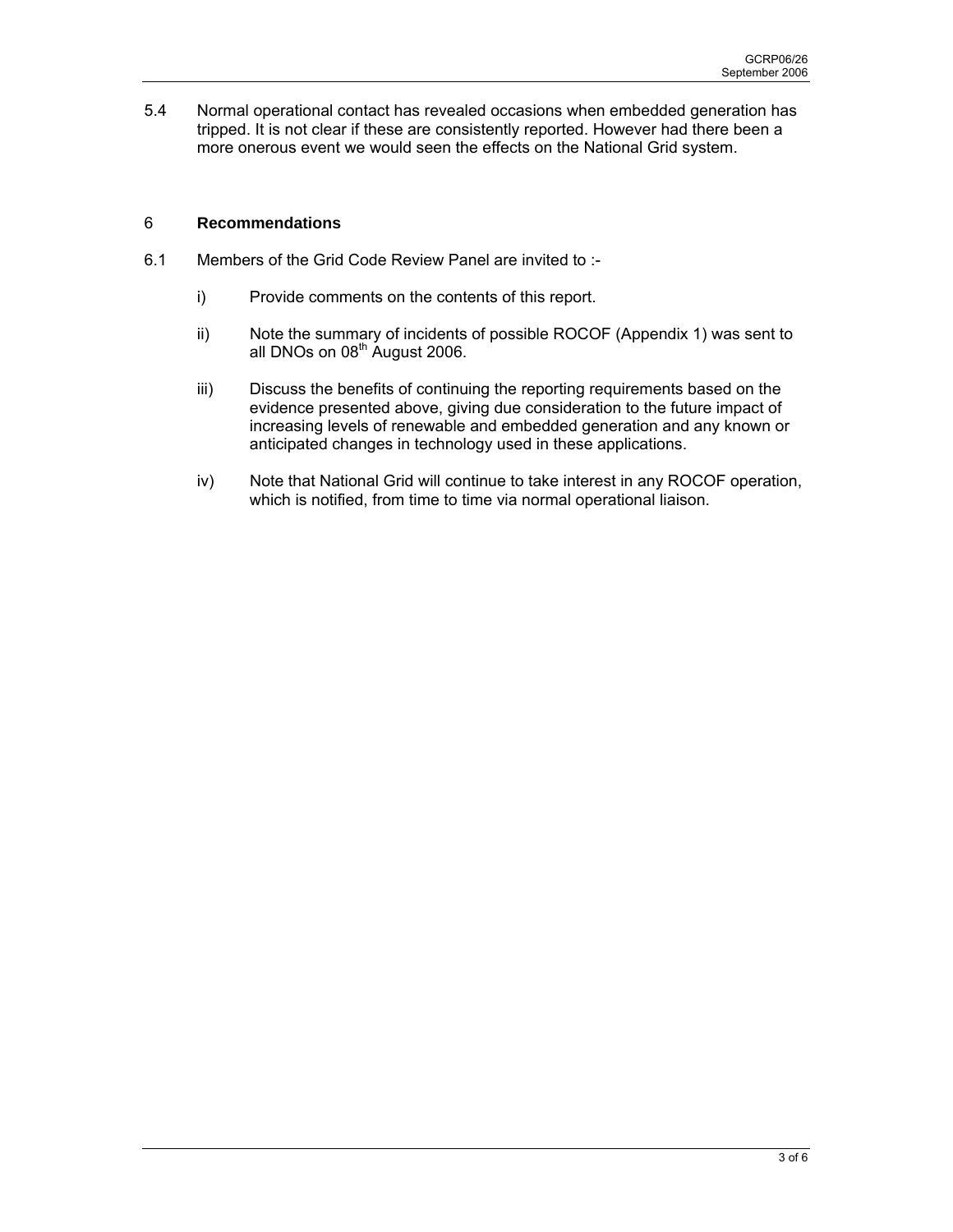5.4 Normal operational contact has revealed occasions when embedded generation has tripped. It is not clear if these are consistently reported. However had there been a more onerous event we would seen the effects on the National Grid system.

## 6 **Recommendations**

6.1 Members of the Grid Code Review Panel are invited to :-

i) Provide comments on the contents of this report.

ii) Note the summary of incidents of possible ROCOF (Appendix 1) was sent to all DNOs on 08th August 2006.

iii) Discuss the benefits of continuing the reporting requirements based on the evidence presented above, giving due consideration to the future impact of increasing levels of renewable and embedded generation and any known or anticipated changes in technology used in these applications.

iv) Note that National Grid will continue to take interest in any ROCOF operation, which is notified, from time to time via normal operational liaison.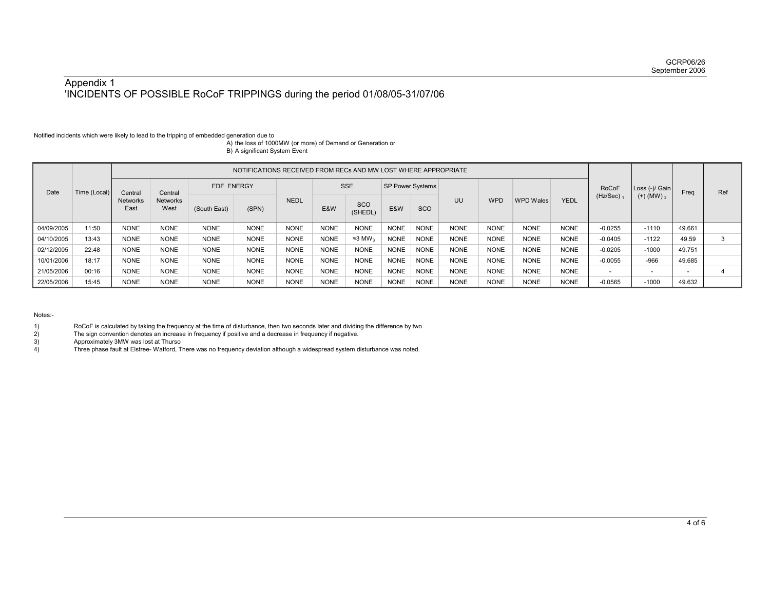# Appendix 1
## 'INCIDENTS OF POSSIBLE RoCoF TRIPPINGS during the period 01/08/05-31/07/06

Notified incidents which were likely to lead to the tripping of embedded generation due to

A) the loss of 1000MW (or more) of Demand or Generation or
B) A significant System Event

| Date | Time (Local) | NOTIFICATIONS RECEIVED FROM RECs AND MW LOST WHERE APPROPRIATE | | | | | | | | | | | | | RoCoF (Hz/Sec) 1 | Loss (-)/ Gain (+) (MW) 2 | Freq | Ref |
|---|---|---|---|---|---|---|---|---|---|---|---|---|---|---|---|---|---|---|
| | | Central Networks East | Central Networks West | EDF ENERGY | | NEDL | SSE | | SP Power Systems | | UU | WPD | WPD Wales | YEDL | | | | |
| | | | | (South East) | (SPN) | | E&W | SCO (SHEDL) | E&W | SCO | | | | | | | | |
| 04/09/2005 | 11:50 | NONE | NONE | NONE | NONE | NONE | NONE | NONE | NONE | NONE | NONE | NONE | NONE | NONE | -0.0255 | -1110 | 49.661 | |
| 04/10/2005 | 13:43 | NONE | NONE | NONE | NONE | NONE | NONE | ≈3 MW 3 | NONE | NONE | NONE | NONE | NONE | NONE | -0.0405 | -1122 | 49.59 | 3 |
| 02/12/2005 | 22:48 | NONE | NONE | NONE | NONE | NONE | NONE | NONE | NONE | NONE | NONE | NONE | NONE | NONE | -0.0205 | -1000 | 49.751 | |
| 10/01/2006 | 18:17 | NONE | NONE | NONE | NONE | NONE | NONE | NONE | NONE | NONE | NONE | NONE | NONE | NONE | -0.0055 | -966 | 49.685 | |
| 21/05/2006 | 00:16 | NONE | NONE | NONE | NONE | NONE | NONE | NONE | NONE | NONE | NONE | NONE | NONE | NONE | - | - | - | 4 |
| 22/05/2006 | 15:45 | NONE | NONE | NONE | NONE | NONE | NONE | NONE | NONE | NONE | NONE | NONE | NONE | NONE | -0.0565 | -1000 | 49.632 | |

Notes:-

1) RoCoF is calculated by taking the frequency at the time of disturbance, then two seconds later and dividing the difference by two
2) The sign convention denotes an increase in frequency if positive and a decrease in frequency if negative.
3) Approximately 3MW was lost at Thurso
4) Three phase fault at Elstree- Watford, There was no frequency deviation although a widespread system disturbance was noted.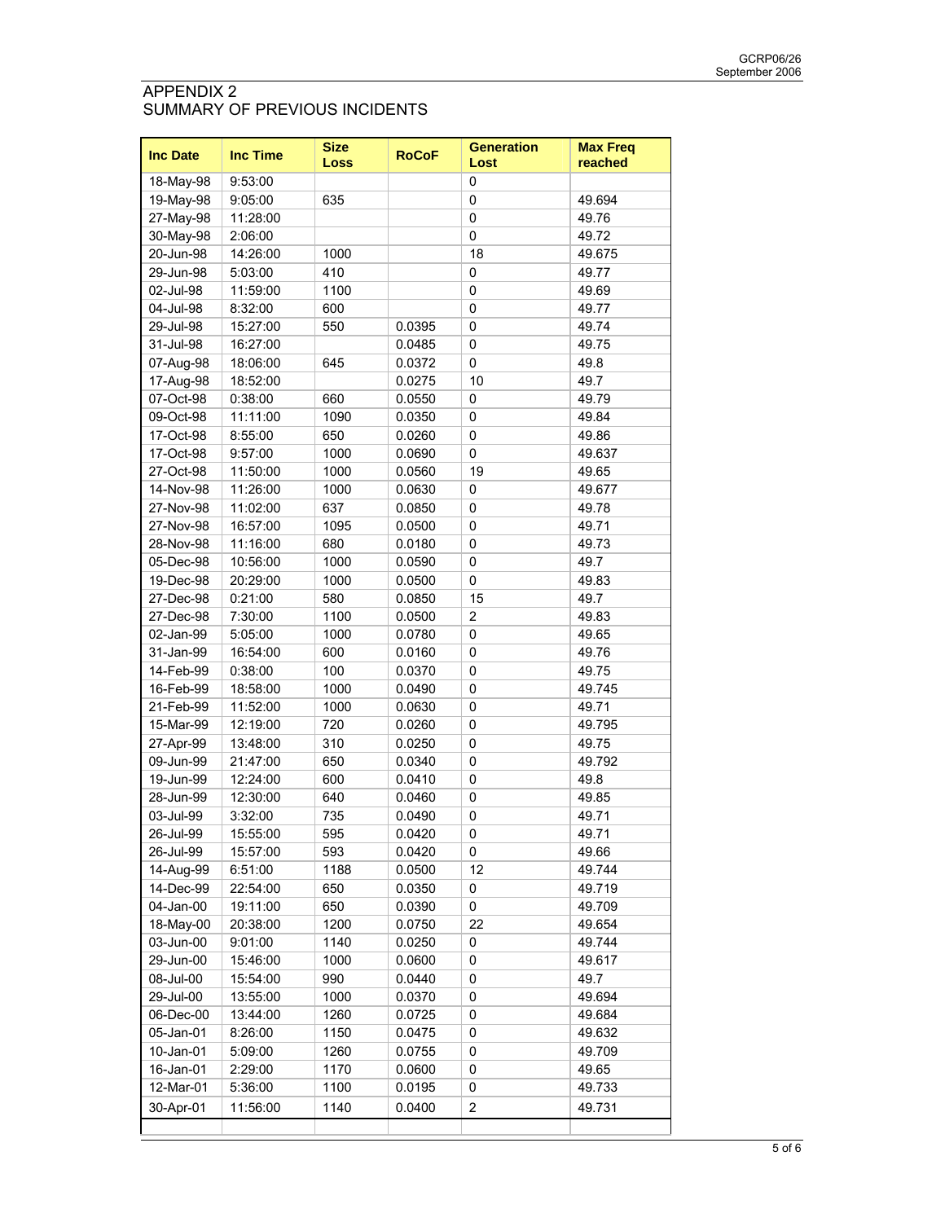# APPENDIX 2
## SUMMARY OF PREVIOUS INCIDENTS

| Inc Date | Inc Time | Size Loss | RoCoF | Generation Lost | Max Freq reached |
|---|---|---|---|---|---|
| 18-May-98 | 9:53:00 | | | 0 | |
| 19-May-98 | 9:05:00 | 635 | | 0 | 49.694 |
| 27-May-98 | 11:28:00 | | | 0 | 49.76 |
| 30-May-98 | 2:06:00 | | | 0 | 49.72 |
| 20-Jun-98 | 14:26:00 | 1000 | | 18 | 49.675 |
| 29-Jun-98 | 5:03:00 | 410 | | 0 | 49.77 |
| 02-Jul-98 | 11:59:00 | 1100 | | 0 | 49.69 |
| 04-Jul-98 | 8:32:00 | 600 | | 0 | 49.77 |
| 29-Jul-98 | 15:27:00 | 550 | 0.0395 | 0 | 49.74 |
| 31-Jul-98 | 16:27:00 | | 0.0485 | 0 | 49.75 |
| 07-Aug-98 | 18:06:00 | 645 | 0.0372 | 0 | 49.8 |
| 17-Aug-98 | 18:52:00 | | 0.0275 | 10 | 49.7 |
| 07-Oct-98 | 0:38:00 | 660 | 0.0550 | 0 | 49.79 |
| 09-Oct-98 | 11:11:00 | 1090 | 0.0350 | 0 | 49.84 |
| 17-Oct-98 | 8:55:00 | 650 | 0.0260 | 0 | 49.86 |
| 17-Oct-98 | 9:57:00 | 1000 | 0.0690 | 0 | 49.637 |
| 27-Oct-98 | 11:50:00 | 1000 | 0.0560 | 19 | 49.65 |
| 14-Nov-98 | 11:26:00 | 1000 | 0.0630 | 0 | 49.677 |
| 27-Nov-98 | 11:02:00 | 637 | 0.0850 | 0 | 49.78 |
| 27-Nov-98 | 16:57:00 | 1095 | 0.0500 | 0 | 49.71 |
| 28-Nov-98 | 11:16:00 | 680 | 0.0180 | 0 | 49.73 |
| 05-Dec-98 | 10:56:00 | 1000 | 0.0590 | 0 | 49.7 |
| 19-Dec-98 | 20:29:00 | 1000 | 0.0500 | 0 | 49.83 |
| 27-Dec-98 | 0:21:00 | 580 | 0.0850 | 15 | 49.7 |
| 27-Dec-98 | 7:30:00 | 1100 | 0.0500 | 2 | 49.83 |
| 02-Jan-99 | 5:05:00 | 1000 | 0.0780 | 0 | 49.65 |
| 31-Jan-99 | 16:54:00 | 600 | 0.0160 | 0 | 49.76 |
| 14-Feb-99 | 0:38:00 | 100 | 0.0370 | 0 | 49.75 |
| 16-Feb-99 | 18:58:00 | 1000 | 0.0490 | 0 | 49.745 |
| 21-Feb-99 | 11:52:00 | 1000 | 0.0630 | 0 | 49.71 |
| 15-Mar-99 | 12:19:00 | 720 | 0.0260 | 0 | 49.795 |
| 27-Apr-99 | 13:48:00 | 310 | 0.0250 | 0 | 49.75 |
| 09-Jun-99 | 21:47:00 | 650 | 0.0340 | 0 | 49.792 |
| 19-Jun-99 | 12:24:00 | 600 | 0.0410 | 0 | 49.8 |
| 28-Jun-99 | 12:30:00 | 640 | 0.0460 | 0 | 49.85 |
| 03-Jul-99 | 3:32:00 | 735 | 0.0490 | 0 | 49.71 |
| 26-Jul-99 | 15:55:00 | 595 | 0.0420 | 0 | 49.71 |
| 26-Jul-99 | 15:57:00 | 593 | 0.0420 | 0 | 49.66 |
| 14-Aug-99 | 6:51:00 | 1188 | 0.0500 | 12 | 49.744 |
| 14-Dec-99 | 22:54:00 | 650 | 0.0350 | 0 | 49.719 |
| 04-Jan-00 | 19:11:00 | 650 | 0.0390 | 0 | 49.709 |
| 18-May-00 | 20:38:00 | 1200 | 0.0750 | 22 | 49.654 |
| 03-Jun-00 | 9:01:00 | 1140 | 0.0250 | 0 | 49.744 |
| 29-Jun-00 | 15:46:00 | 1000 | 0.0600 | 0 | 49.617 |
| 08-Jul-00 | 15:54:00 | 990 | 0.0440 | 0 | 49.7 |
| 29-Jul-00 | 13:55:00 | 1000 | 0.0370 | 0 | 49.694 |
| 06-Dec-00 | 13:44:00 | 1260 | 0.0725 | 0 | 49.684 |
| 05-Jan-01 | 8:26:00 | 1150 | 0.0475 | 0 | 49.632 |
| 10-Jan-01 | 5:09:00 | 1260 | 0.0755 | 0 | 49.709 |
| 16-Jan-01 | 2:29:00 | 1170 | 0.0600 | 0 | 49.65 |
| 12-Mar-01 | 5:36:00 | 1100 | 0.0195 | 0 | 49.733 |
| 30-Apr-01 | 11:56:00 | 1140 | 0.0400 | 2 | 49.731 |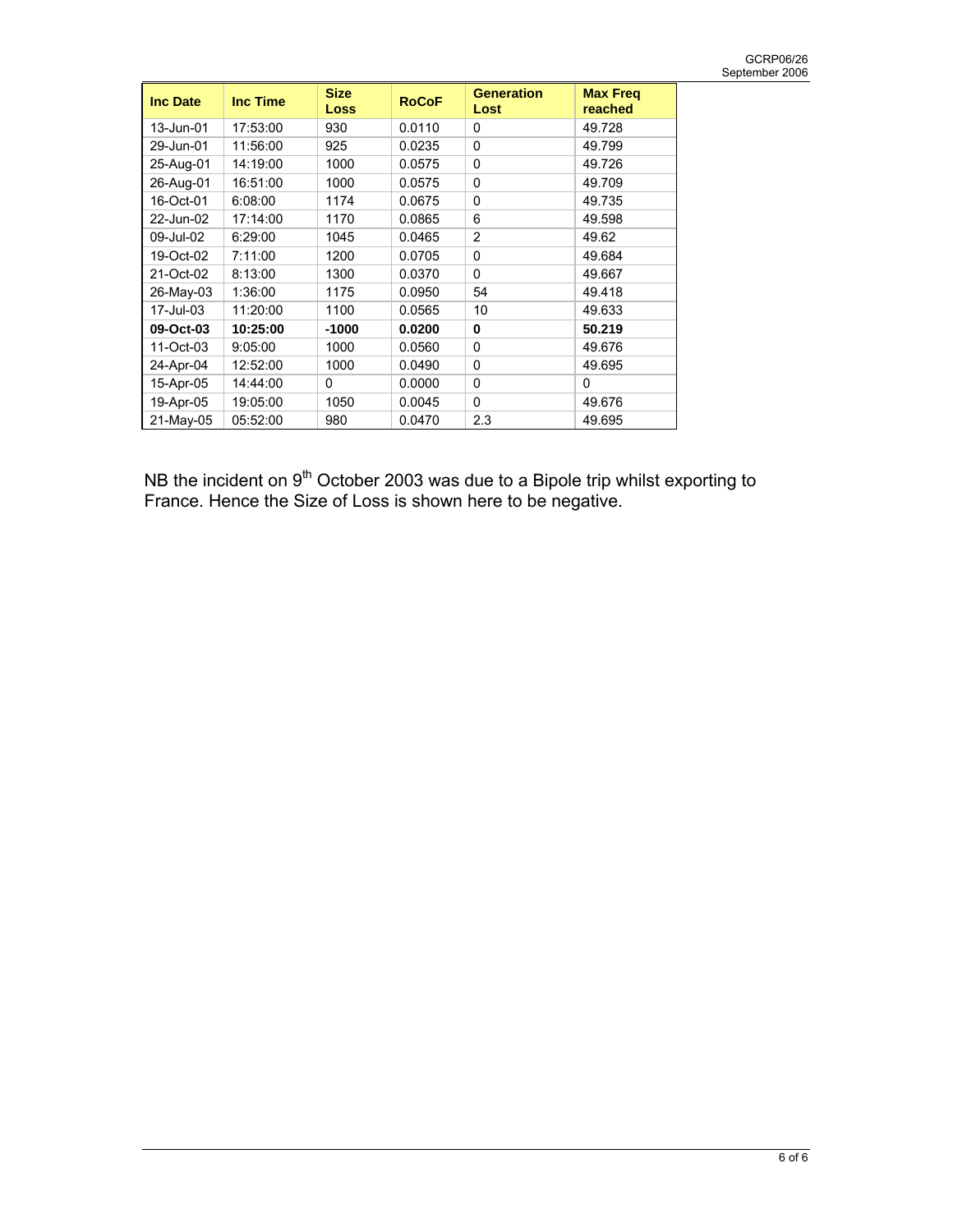| Inc Date | Inc Time | Size Loss | RoCoF | Generation Lost | Max Freq reached |
|---|---|---|---|---|---|
| 13-Jun-01 | 17:53:00 | 930 | 0.0110 | 0 | 49.728 |
| 29-Jun-01 | 11:56:00 | 925 | 0.0235 | 0 | 49.799 |
| 25-Aug-01 | 14:19:00 | 1000 | 0.0575 | 0 | 49.726 |
| 26-Aug-01 | 16:51:00 | 1000 | 0.0575 | 0 | 49.709 |
| 16-Oct-01 | 6:08:00 | 1174 | 0.0675 | 0 | 49.735 |
| 22-Jun-02 | 17:14:00 | 1170 | 0.0865 | 6 | 49.598 |
| 09-Jul-02 | 6:29:00 | 1045 | 0.0465 | 2 | 49.62 |
| 19-Oct-02 | 7:11:00 | 1200 | 0.0705 | 0 | 49.684 |
| 21-Oct-02 | 8:13:00 | 1300 | 0.0370 | 0 | 49.667 |
| 26-May-03 | 1:36:00 | 1175 | 0.0950 | 54 | 49.418 |
| 17-Jul-03 | 11:20:00 | 1100 | 0.0565 | 10 | 49.633 |
| **09-Oct-03** | **10:25:00** | **-1000** | **0.0200** | **0** | **50.219** |
| 11-Oct-03 | 9:05:00 | 1000 | 0.0560 | 0 | 49.676 |
| 24-Apr-04 | 12:52:00 | 1000 | 0.0490 | 0 | 49.695 |
| 15-Apr-05 | 14:44:00 | 0 | 0.0000 | 0 | 0 |
| 19-Apr-05 | 19:05:00 | 1050 | 0.0045 | 0 | 49.676 |
| 21-May-05 | 05:52:00 | 980 | 0.0470 | 2.3 | 49.695 |

NB the incident on 9th October 2003 was due to a Bipole trip whilst exporting to France. Hence the Size of Loss is shown here to be negative.